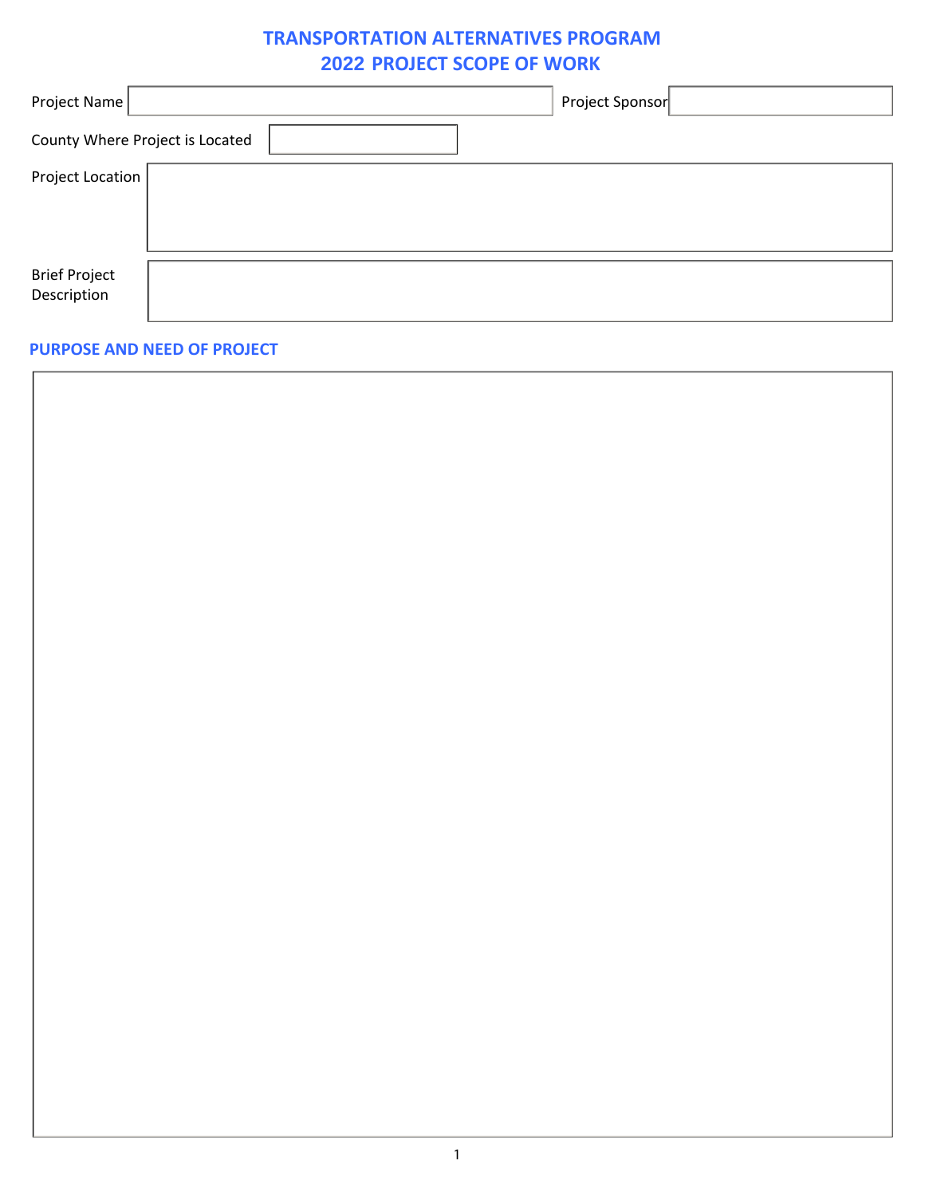# TRANSPORTATION ALTERNATIVES PROGRAM
# 2022 PROJECT SCOPE OF WORK

Project Name

Project Sponsor

County Where Project is Located

Project Location

Brief Project Description

## PURPOSE AND NEED OF PROJECT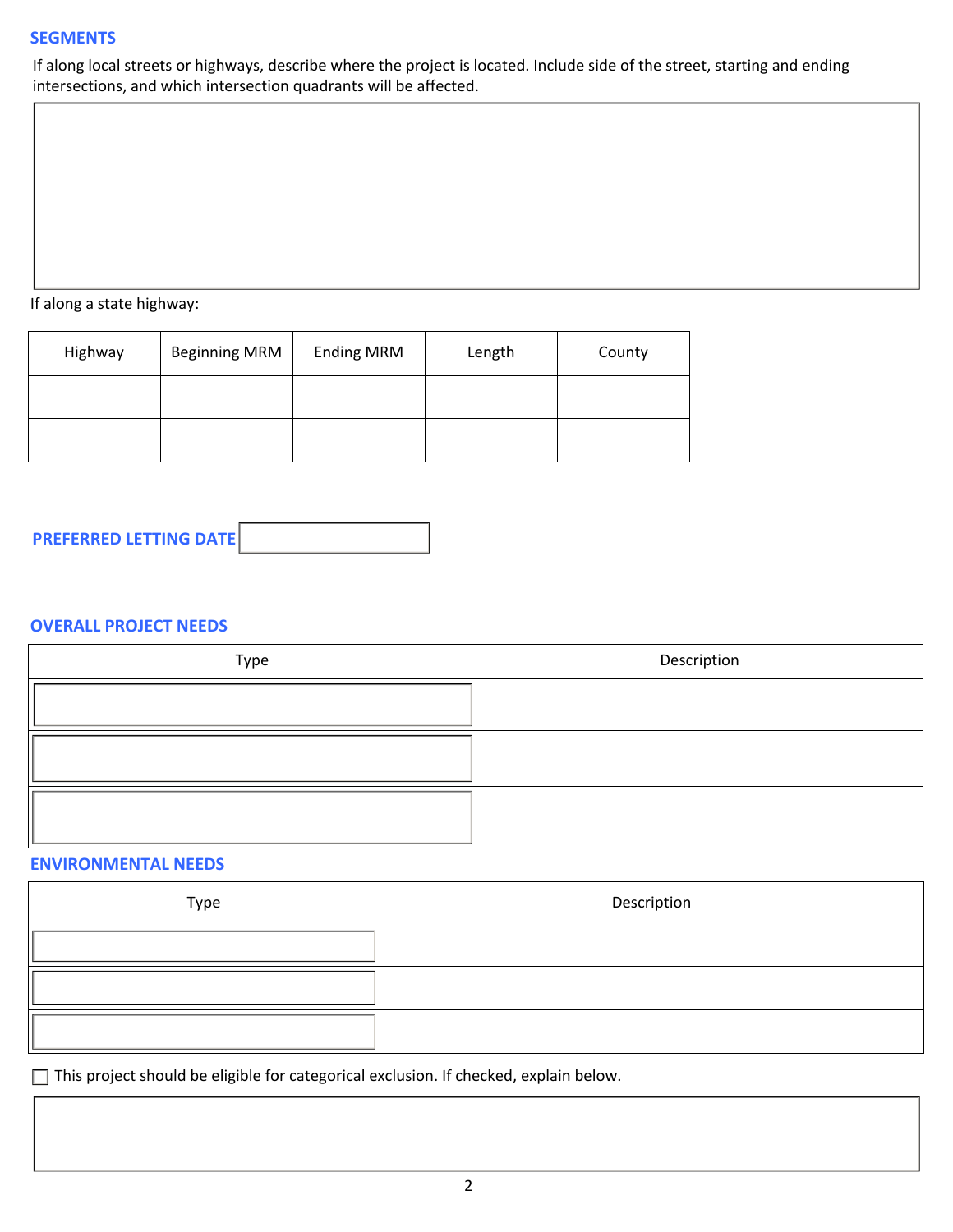## SEGMENTS

If along local streets or highways, describe where the project is located. Include side of the street, starting and ending intersections, and which intersection quadrants will be affected.

If along a state highway:

| Highway | Beginning MRM | Ending MRM | Length | County |
| --- | --- | --- | --- | --- |
| | | | | |
| | | | | |

## PREFERRED LETTING DATE

## OVERALL PROJECT NEEDS

| Type | Description |
| --- | --- |
| | |
| | |
| | |

## ENVIRONMENTAL NEEDS

| Type | Description |
| --- | --- |
| | |
| | |
| | |

☐ This project should be eligible for categorical exclusion. If checked, explain below.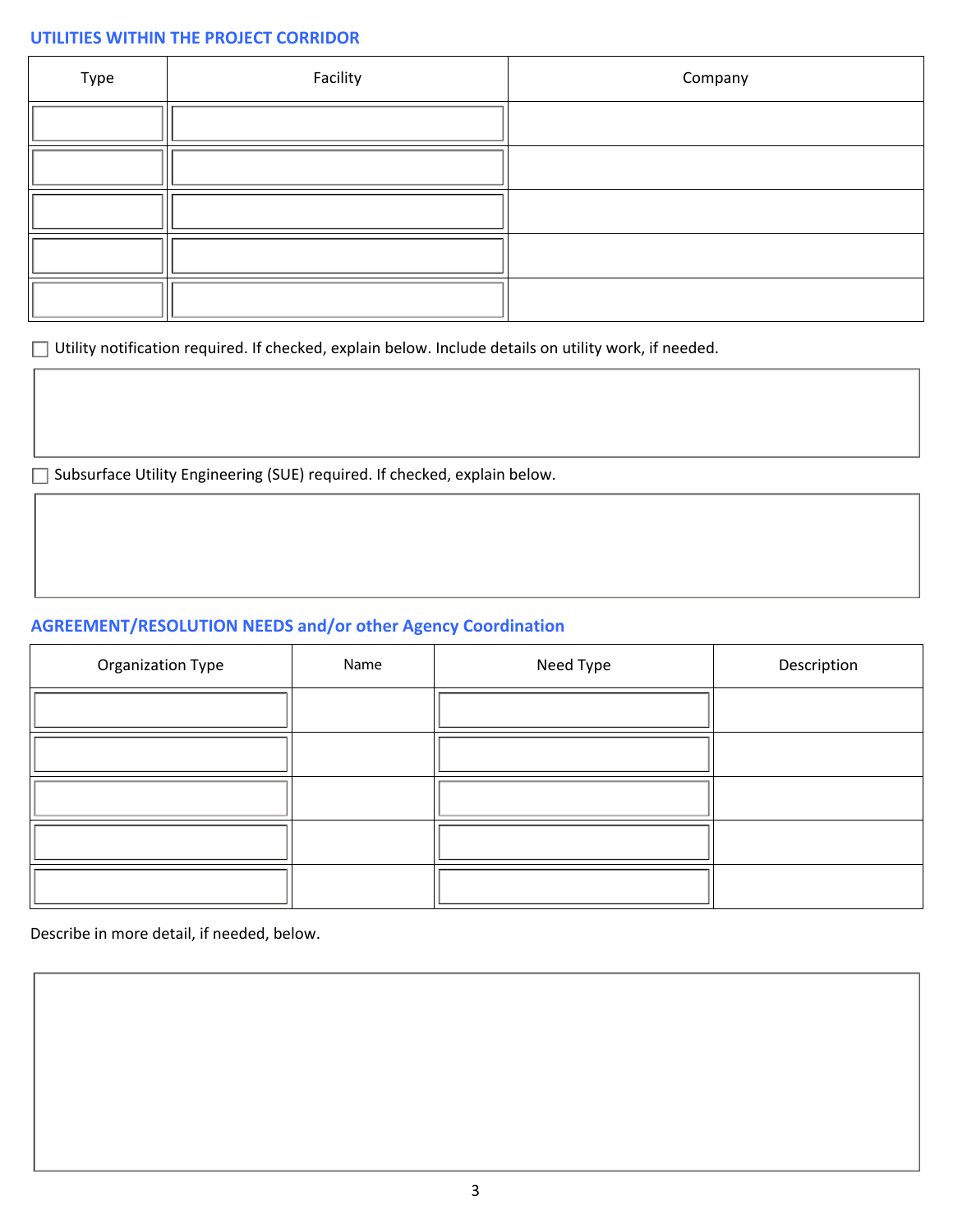## UTILITIES WITHIN THE PROJECT CORRIDOR

| Type | Facility | Company |
|---|---|---|
| | | |
| | | |
| | | |
| | | |
| | | |

☐ Utility notification required. If checked, explain below. Include details on utility work, if needed.

☐ Subsurface Utility Engineering (SUE) required. If checked, explain below.

## AGREEMENT/RESOLUTION NEEDS and/or other Agency Coordination

| Organization Type | Name | Need Type | Description |
|---|---|---|---|
| | | | |
| | | | |
| | | | |
| | | | |
| | | | |

Describe in more detail, if needed, below.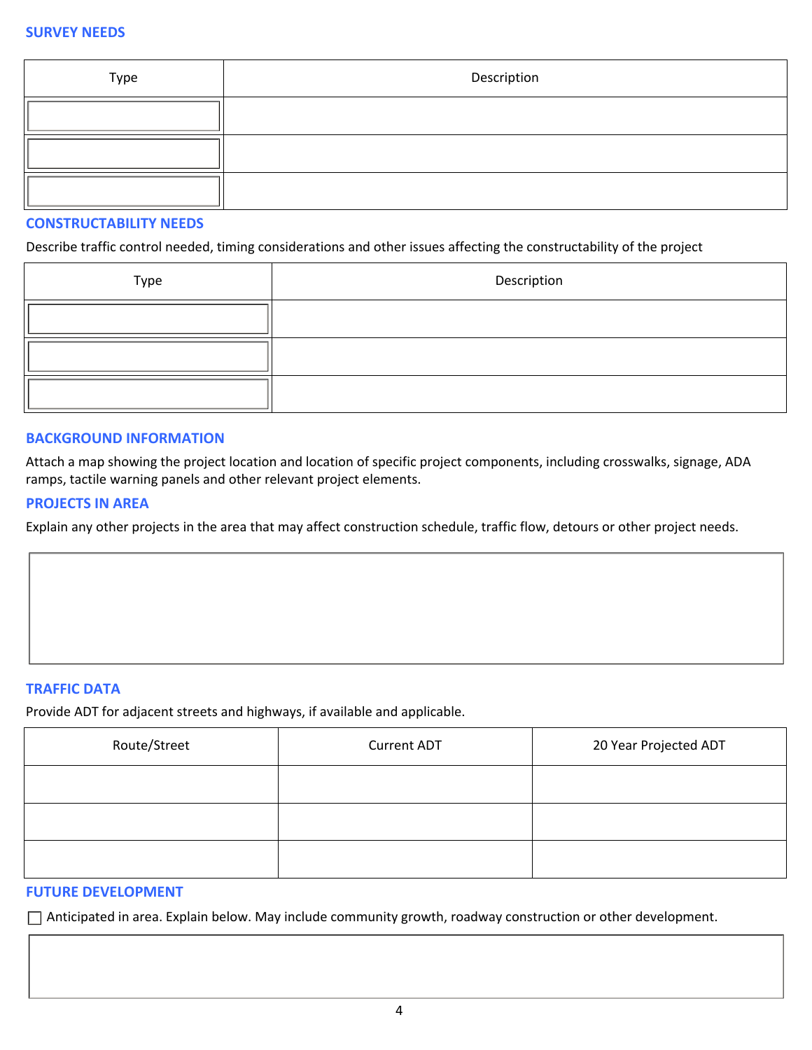## SURVEY NEEDS

| Type | Description |
|---|---|
| | |
| | |
| | |

## CONSTRUCTABILITY NEEDS

Describe traffic control needed, timing considerations and other issues affecting the constructability of the project

| Type | Description |
|---|---|
| | |
| | |
| | |

## BACKGROUND INFORMATION

Attach a map showing the project location and location of specific project components, including crosswalks, signage, ADA ramps, tactile warning panels and other relevant project elements.

## PROJECTS IN AREA

Explain any other projects in the area that may affect construction schedule, traffic flow, detours or other project needs.

## TRAFFIC DATA

Provide ADT for adjacent streets and highways, if available and applicable.

| Route/Street | Current ADT | 20 Year Projected ADT |
|---|---|---|
| | | |
| | | |
| | | |

## FUTURE DEVELOPMENT

☐ Anticipated in area. Explain below. May include community growth, roadway construction or other development.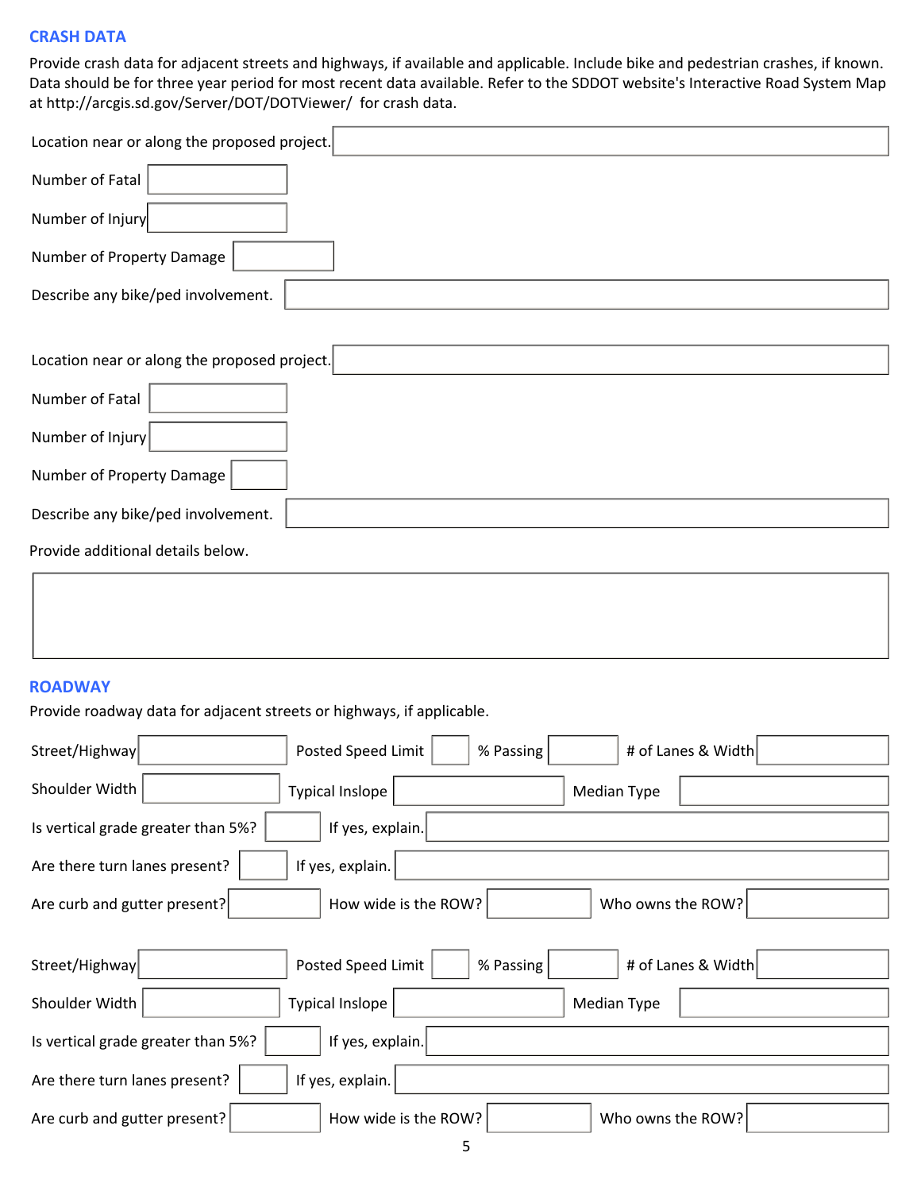## CRASH DATA

Provide crash data for adjacent streets and highways, if available and applicable. Include bike and pedestrian crashes, if known. Data should be for three year period for most recent data available. Refer to the SDDOT website's Interactive Road System Map at http://arcgis.sd.gov/Server/DOT/DOTViewer/ for crash data.

Location near or along the proposed project.

Number of Fatal

Number of Injury

Number of Property Damage

Describe any bike/ped involvement.

Location near or along the proposed project.

Number of Fatal

Number of Injury

Number of Property Damage

Describe any bike/ped involvement.

Provide additional details below.

## ROADWAY

Provide roadway data for adjacent streets or highways, if applicable.

Street/Highway | Posted Speed Limit | % Passing | # of Lanes & Width

Shoulder Width | Typical Inslope | Median Type

Is vertical grade greater than 5%? | If yes, explain.

Are there turn lanes present? | If yes, explain.

Are curb and gutter present? | How wide is the ROW? | Who owns the ROW?

Street/Highway | Posted Speed Limit | % Passing | # of Lanes & Width

Shoulder Width | Typical Inslope | Median Type

Is vertical grade greater than 5%? | If yes, explain.

Are there turn lanes present? | If yes, explain.

Are curb and gutter present? | How wide is the ROW? | Who owns the ROW?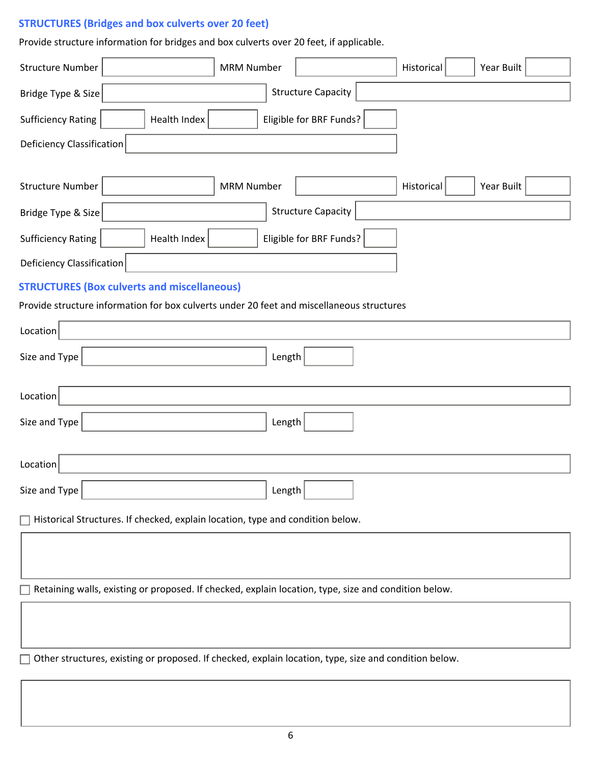## STRUCTURES (Bridges and box culverts over 20 feet)

Provide structure information for bridges and box culverts over 20 feet, if applicable.

Structure Number ______ MRM Number ______ Historical ______ Year Built ______

Bridge Type & Size ______ Structure Capacity ______

Sufficiency Rating ______ Health Index ______ Eligible for BRF Funds? ______

Deficiency Classification ______

Structure Number ______ MRM Number ______ Historical ______ Year Built ______

Bridge Type & Size ______ Structure Capacity ______

Sufficiency Rating ______ Health Index ______ Eligible for BRF Funds? ______

Deficiency Classification ______

## STRUCTURES (Box culverts and miscellaneous)

Provide structure information for box culverts under 20 feet and miscellaneous structures

Location ______

Size and Type ______ Length ______

Location ______

Size and Type ______ Length ______

Location ______

Size and Type ______ Length ______

☐ Historical Structures. If checked, explain location, type and condition below.

______

☐ Retaining walls, existing or proposed. If checked, explain location, type, size and condition below.

______

☐ Other structures, existing or proposed. If checked, explain location, type, size and condition below.

______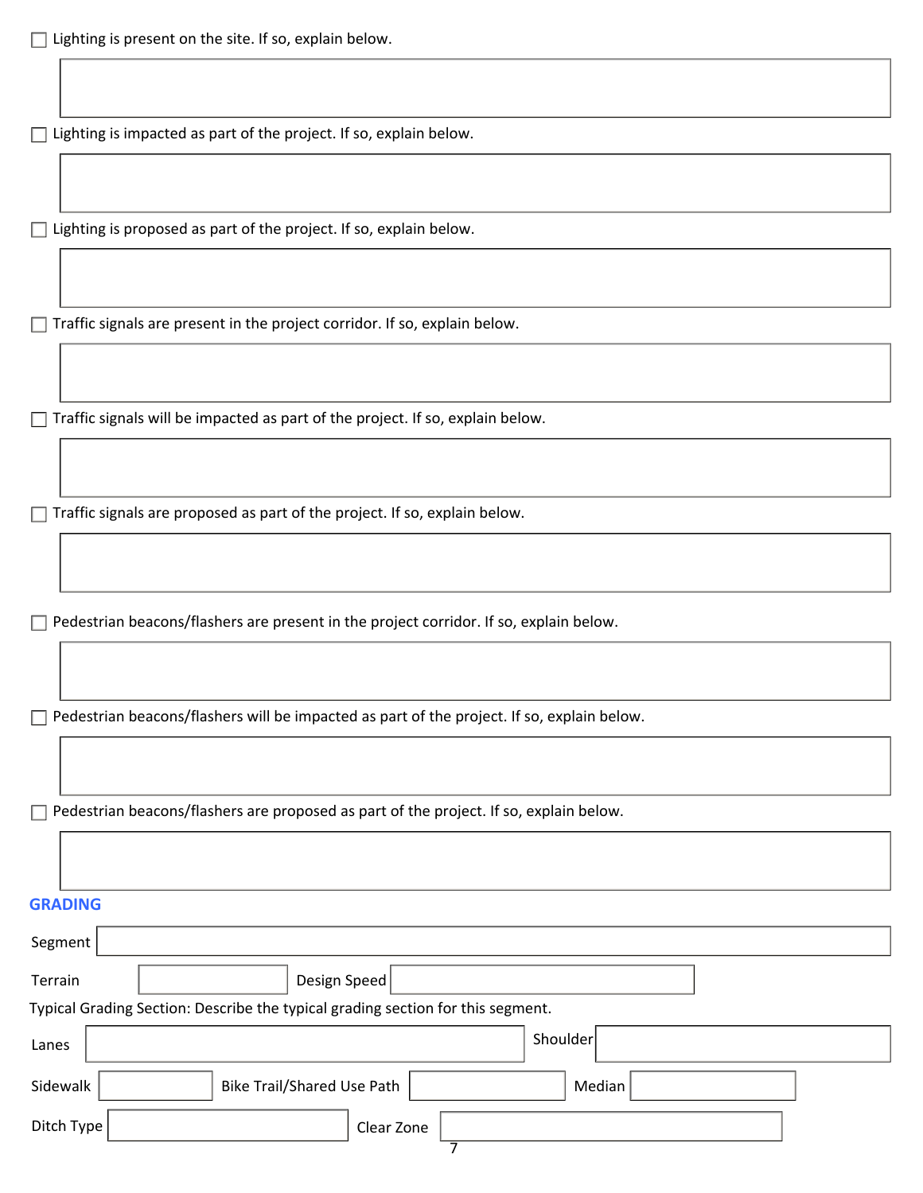☐ Lighting is present on the site. If so, explain below.

☐ Lighting is impacted as part of the project. If so, explain below.

☐ Lighting is proposed as part of the project. If so, explain below.

☐ Traffic signals are present in the project corridor. If so, explain below.

☐ Traffic signals will be impacted as part of the project. If so, explain below.

☐ Traffic signals are proposed as part of the project. If so, explain below.

☐ Pedestrian beacons/flashers are present in the project corridor. If so, explain below.

☐ Pedestrian beacons/flashers will be impacted as part of the project. If so, explain below.

☐ Pedestrian beacons/flashers are proposed as part of the project. If so, explain below.

## GRADING

Segment

Terrain | Design Speed

Typical Grading Section: Describe the typical grading section for this segment.

Lanes | Shoulder

Sidewalk | Bike Trail/Shared Use Path | Median

Ditch Type | Clear Zone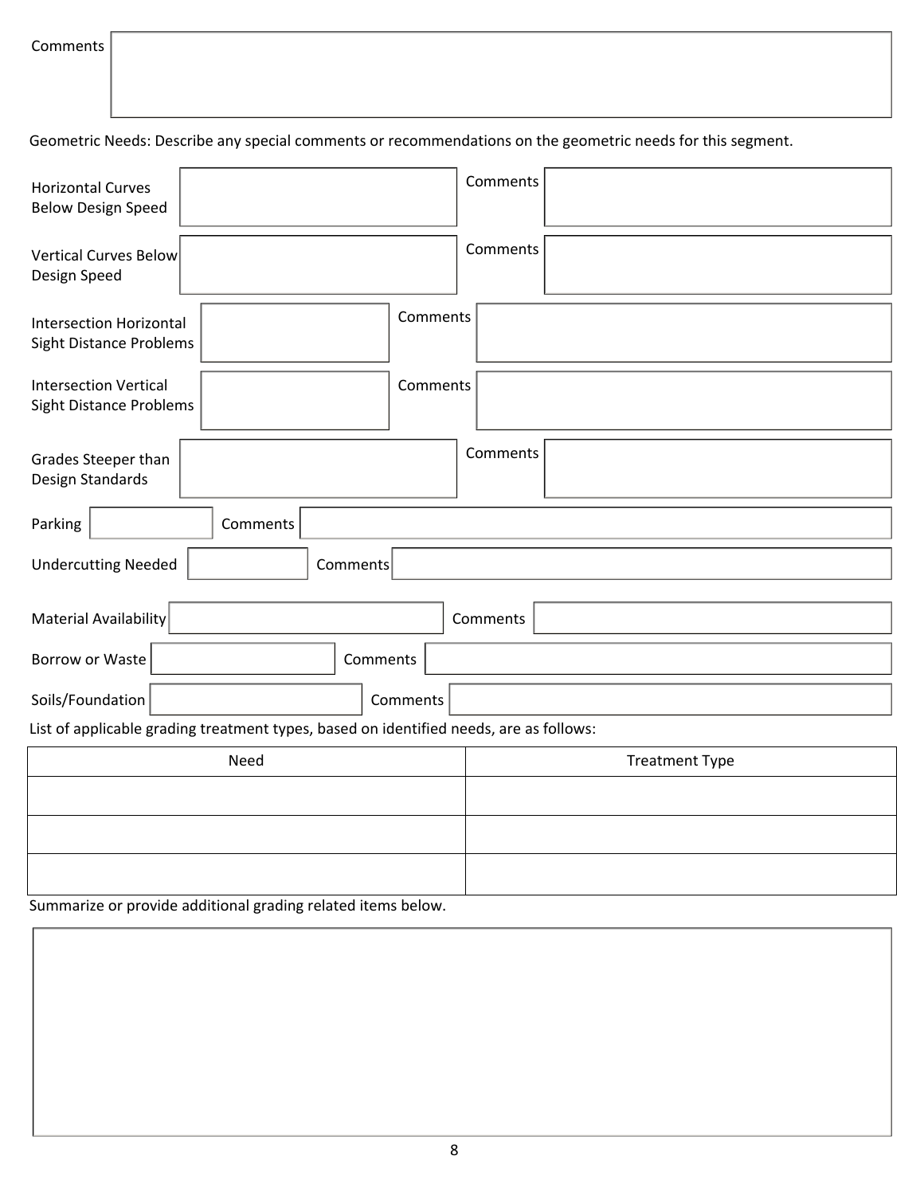Comments

Geometric Needs: Describe any special comments or recommendations on the geometric needs for this segment.

Horizontal Curves Below Design Speed

Comments

Vertical Curves Below Design Speed

Comments

Intersection Horizontal Sight Distance Problems

Comments

Intersection Vertical Sight Distance Problems

Comments

Grades Steeper than Design Standards

Comments

Parking

Comments

Undercutting Needed

Comments

Material Availability

Comments

Borrow or Waste

Comments

Soils/Foundation

Comments

List of applicable grading treatment types, based on identified needs, are as follows:

| Need | Treatment Type |
| --- | --- |
| | |
| | |
| | |

Summarize or provide additional grading related items below.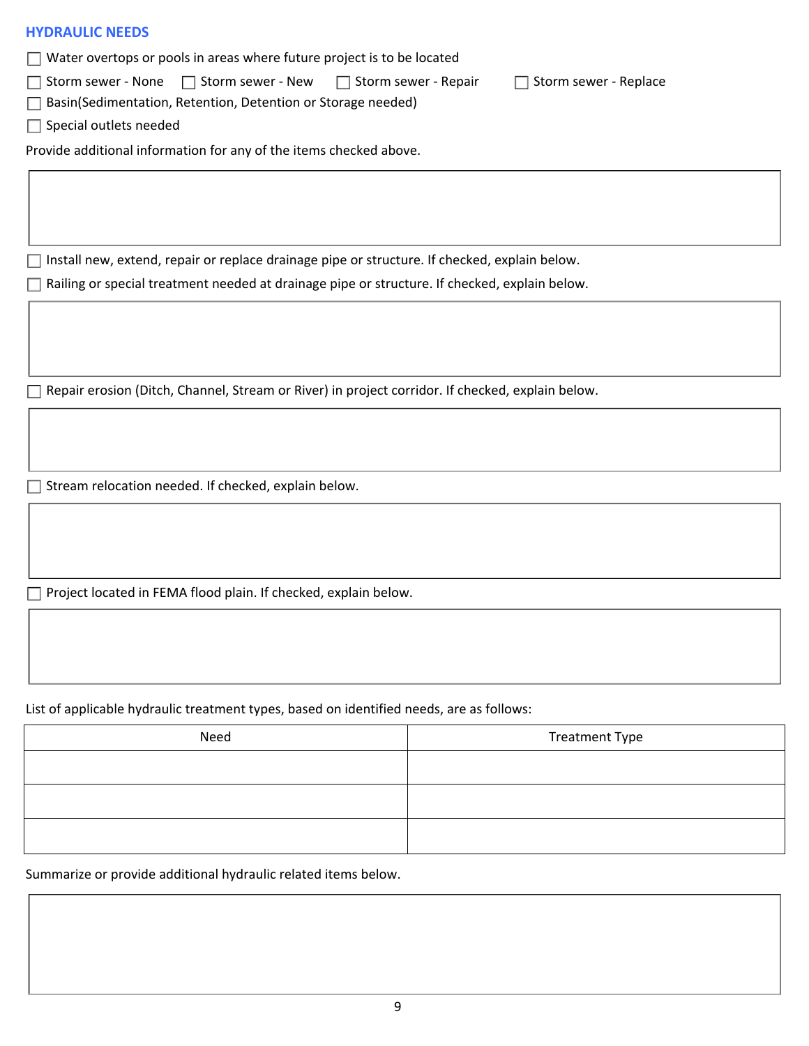## HYDRAULIC NEEDS

- ☐ Water overtops or pools in areas where future project is to be located
- ☐ Storm sewer - None ☐ Storm sewer - New ☐ Storm sewer - Repair ☐ Storm sewer - Replace
- ☐ Basin(Sedimentation, Retention, Detention or Storage needed)
- ☐ Special outlets needed

Provide additional information for any of the items checked above.

- ☐ Install new, extend, repair or replace drainage pipe or structure. If checked, explain below.
- ☐ Railing or special treatment needed at drainage pipe or structure. If checked, explain below.

- ☐ Repair erosion (Ditch, Channel, Stream or River) in project corridor. If checked, explain below.

- ☐ Stream relocation needed. If checked, explain below.

- ☐ Project located in FEMA flood plain. If checked, explain below.

List of applicable hydraulic treatment types, based on identified needs, are as follows:

| Need | Treatment Type |
| --- | --- |
| | |
| | |
| | |

Summarize or provide additional hydraulic related items below.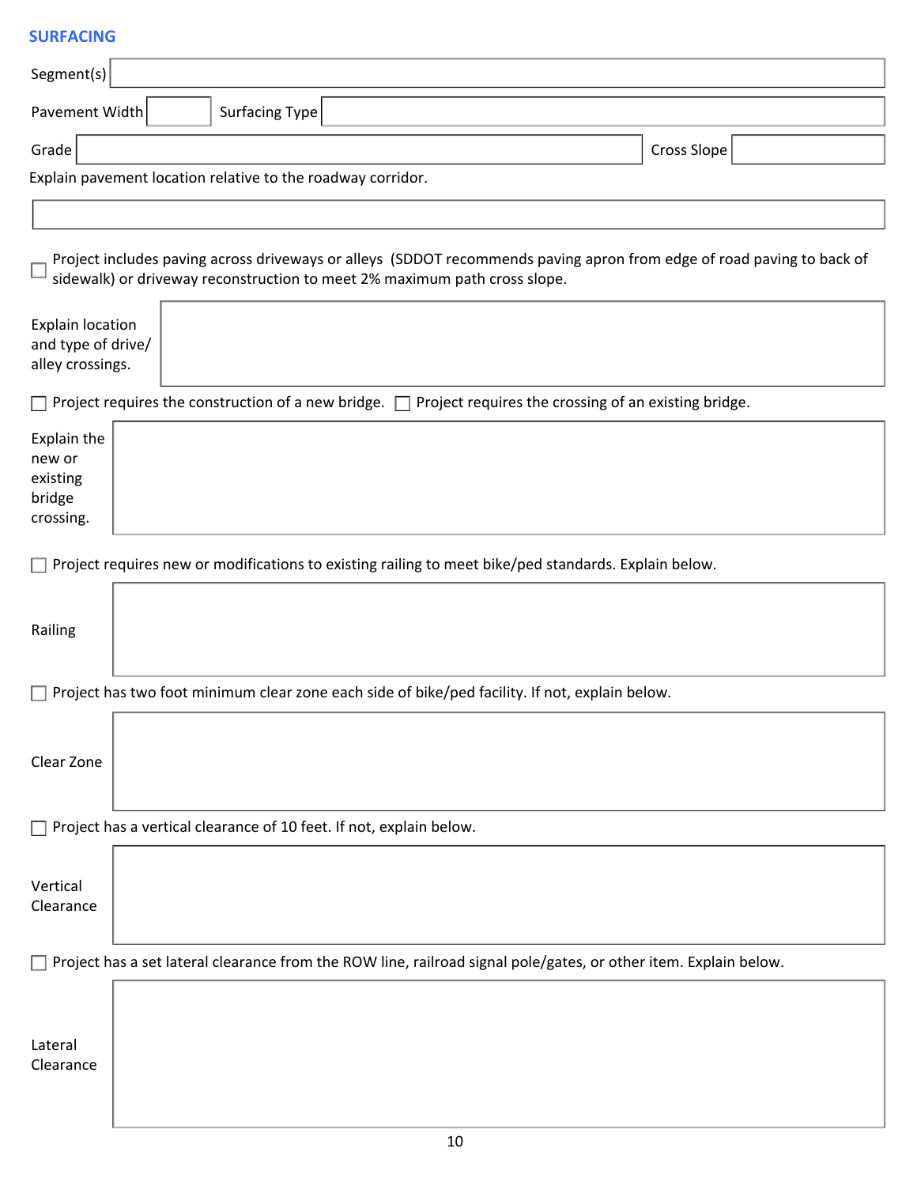## SURFACING

Segment(s)

Pavement Width | Surfacing Type

Grade | Cross Slope

Explain pavement location relative to the roadway corridor.

☐ Project includes paving across driveways or alleys (SDDOT recommends paving apron from edge of road paving to back of sidewalk) or driveway reconstruction to meet 2% maximum path cross slope.

Explain location and type of drive/ alley crossings.

☐ Project requires the construction of a new bridge. ☐ Project requires the crossing of an existing bridge.

Explain the new or existing bridge crossing.

☐ Project requires new or modifications to existing railing to meet bike/ped standards. Explain below.

Railing

☐ Project has two foot minimum clear zone each side of bike/ped facility. If not, explain below.

Clear Zone

☐ Project has a vertical clearance of 10 feet. If not, explain below.

Vertical Clearance

☐ Project has a set lateral clearance from the ROW line, railroad signal pole/gates, or other item. Explain below.

Lateral Clearance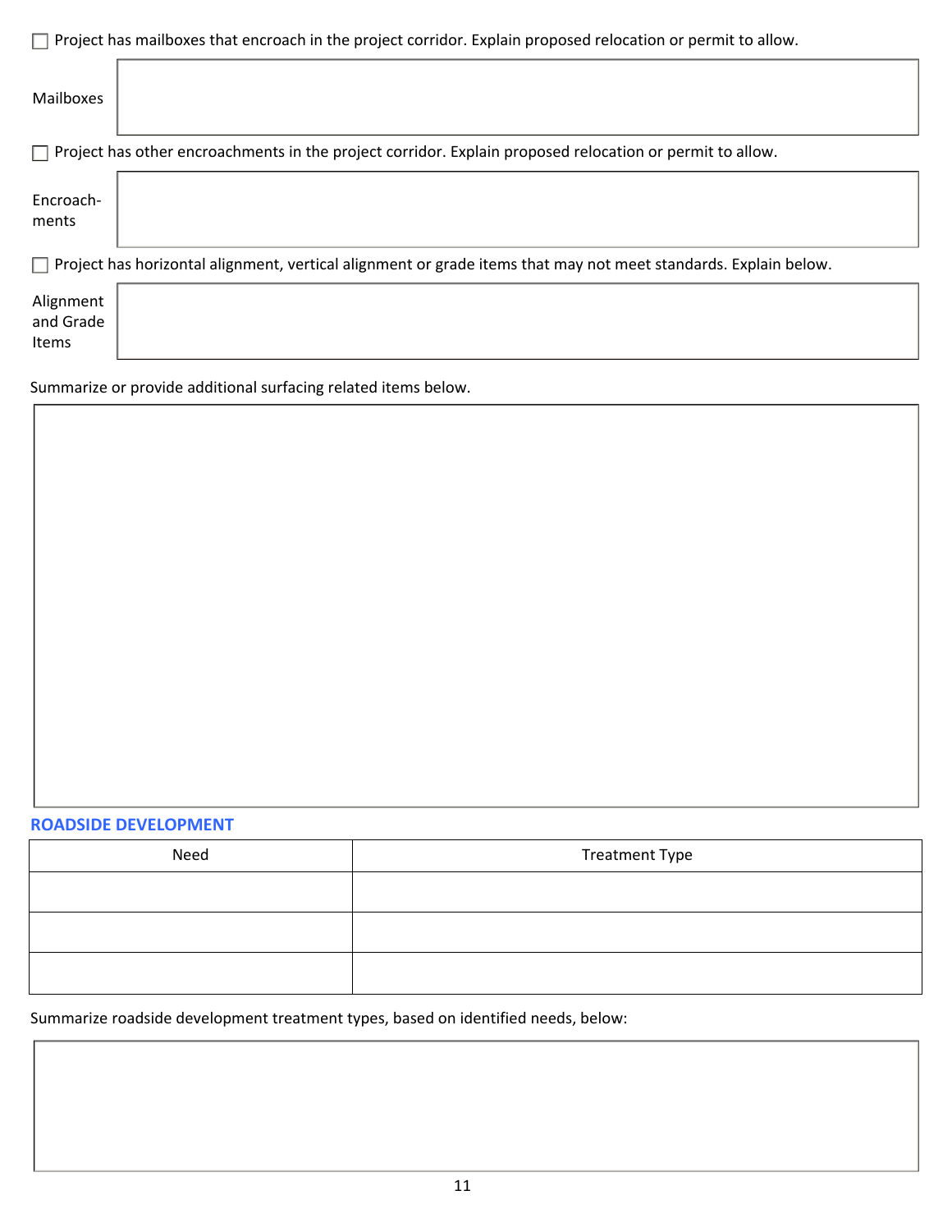☐ Project has mailboxes that encroach in the project corridor. Explain proposed relocation or permit to allow.

| Mailboxes | |
|---|---|

☐ Project has other encroachments in the project corridor. Explain proposed relocation or permit to allow.

| Encroach-ments | |
|---|---|

☐ Project has horizontal alignment, vertical alignment or grade items that may not meet standards. Explain below.

| Alignment and Grade Items | |
|---|---|

Summarize or provide additional surfacing related items below.

## ROADSIDE DEVELOPMENT

| Need | Treatment Type |
|---|---|
| | |
| | |
| | |

Summarize roadside development treatment types, based on identified needs, below: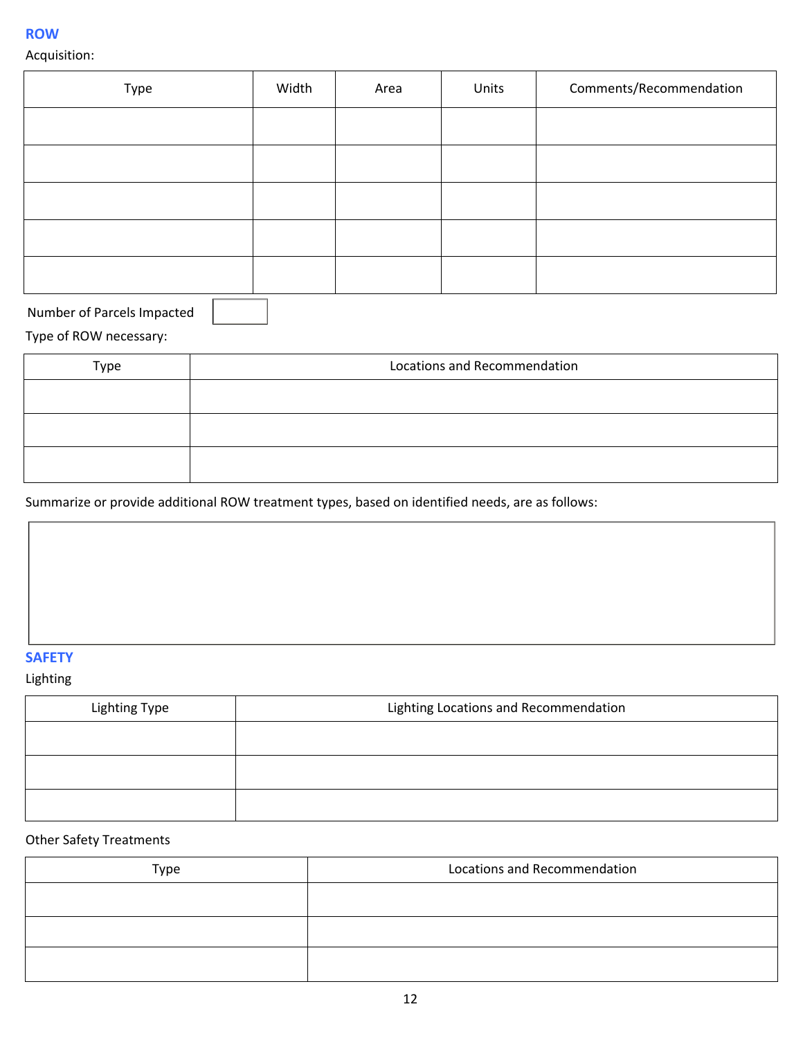## ROW

Acquisition:

| Type | Width | Area | Units | Comments/Recommendation |
|---|---|---|---|---|
| | | | | |
| | | | | |
| | | | | |
| | | | | |
| | | | | |

Number of Parcels Impacted

Type of ROW necessary:

| Type | Locations and Recommendation |
|---|---|
| | |
| | |
| | |

Summarize or provide additional ROW treatment types, based on identified needs, are as follows:

## SAFETY

Lighting

| Lighting Type | Lighting Locations and Recommendation |
|---|---|
| | |
| | |
| | |

Other Safety Treatments

| Type | Locations and Recommendation |
|---|---|
| | |
| | |
| | |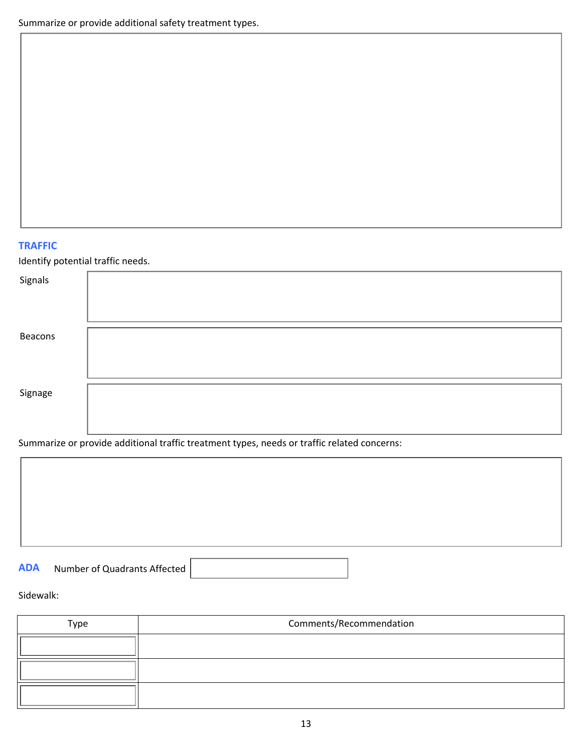Summarize or provide additional safety treatment types.

## TRAFFIC

Identify potential traffic needs.

Signals

Beacons

Signage

Summarize or provide additional traffic treatment types, needs or traffic related concerns:

## ADA

Number of Quadrants Affected

Sidewalk:

| Type | Comments/Recommendation |
| --- | --- |
| | |
| | |
| | |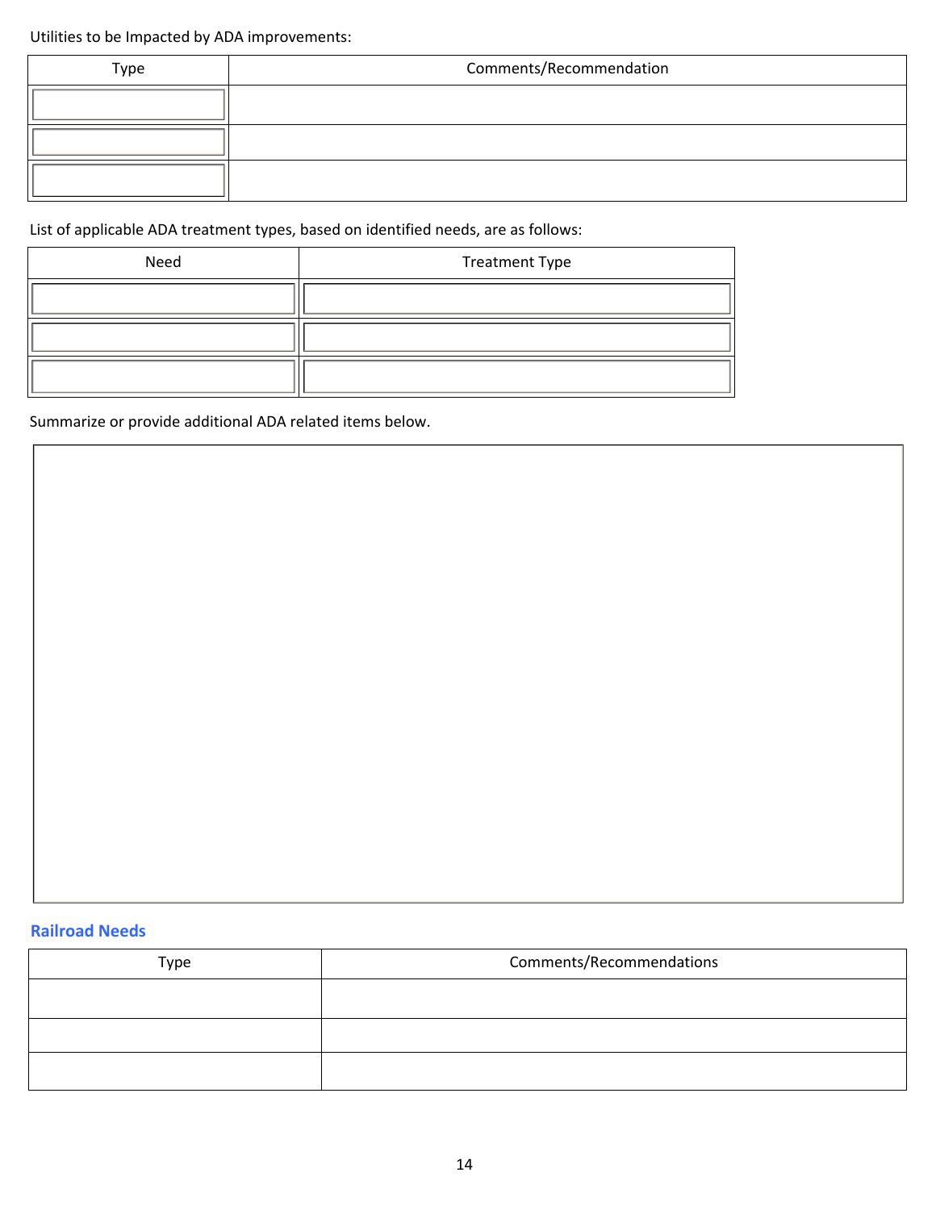Utilities to be Impacted by ADA improvements:

| Type | Comments/Recommendation |
| --- | --- |
| | |
| | |
| | |

List of applicable ADA treatment types, based on identified needs, are as follows:

| Need | Treatment Type |
| --- | --- |
| | |
| | |
| | |

Summarize or provide additional ADA related items below.

## Railroad Needs

| Type | Comments/Recommendations |
| --- | --- |
| | |
| | |
| | |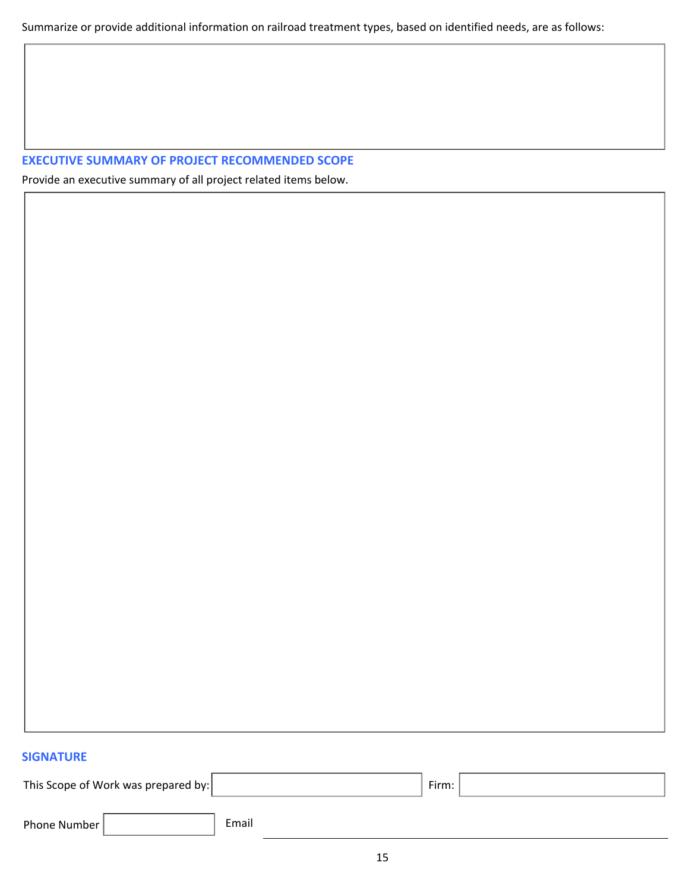Summarize or provide additional information on railroad treatment types, based on identified needs, are as follows:

## EXECUTIVE SUMMARY OF PROJECT RECOMMENDED SCOPE

Provide an executive summary of all project related items below.

## SIGNATURE

This Scope of Work was prepared by: Firm:

Phone Number Email